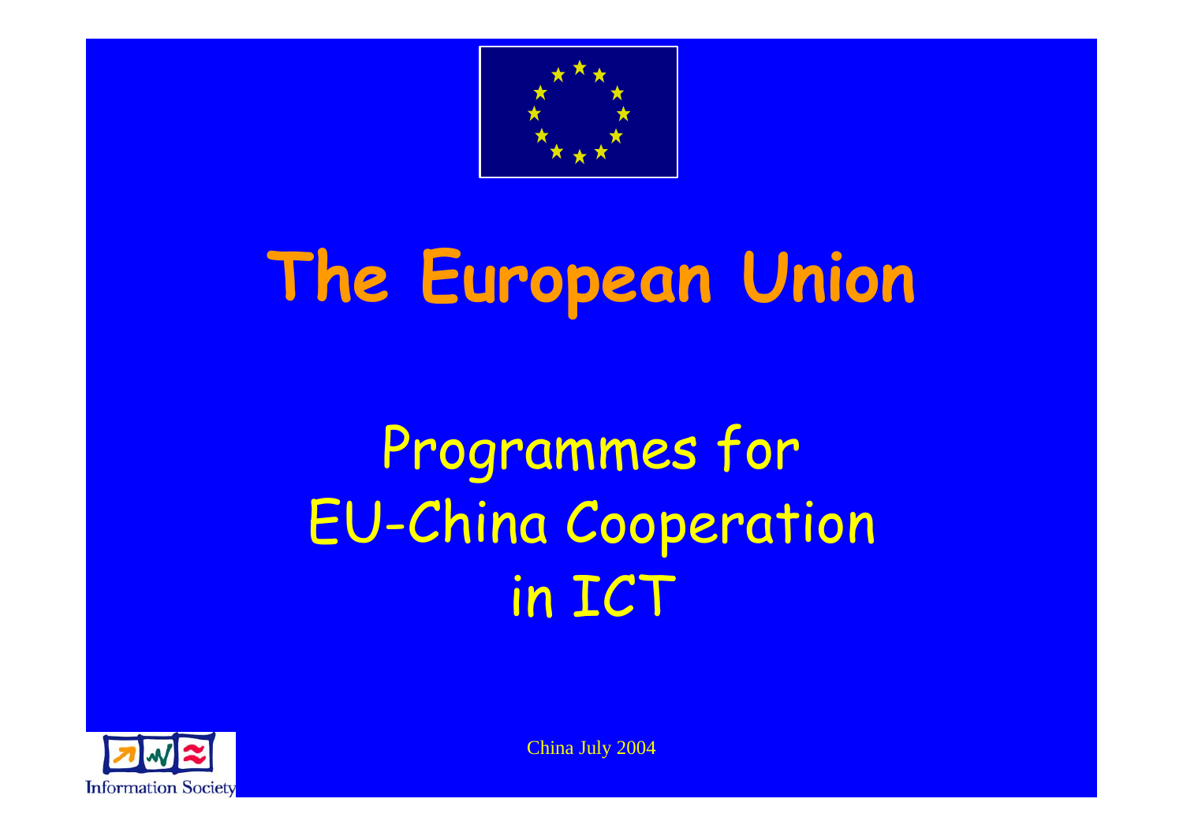# The European Union

## Programmes for EU-China Cooperation in ICT

China July 2004

Information Society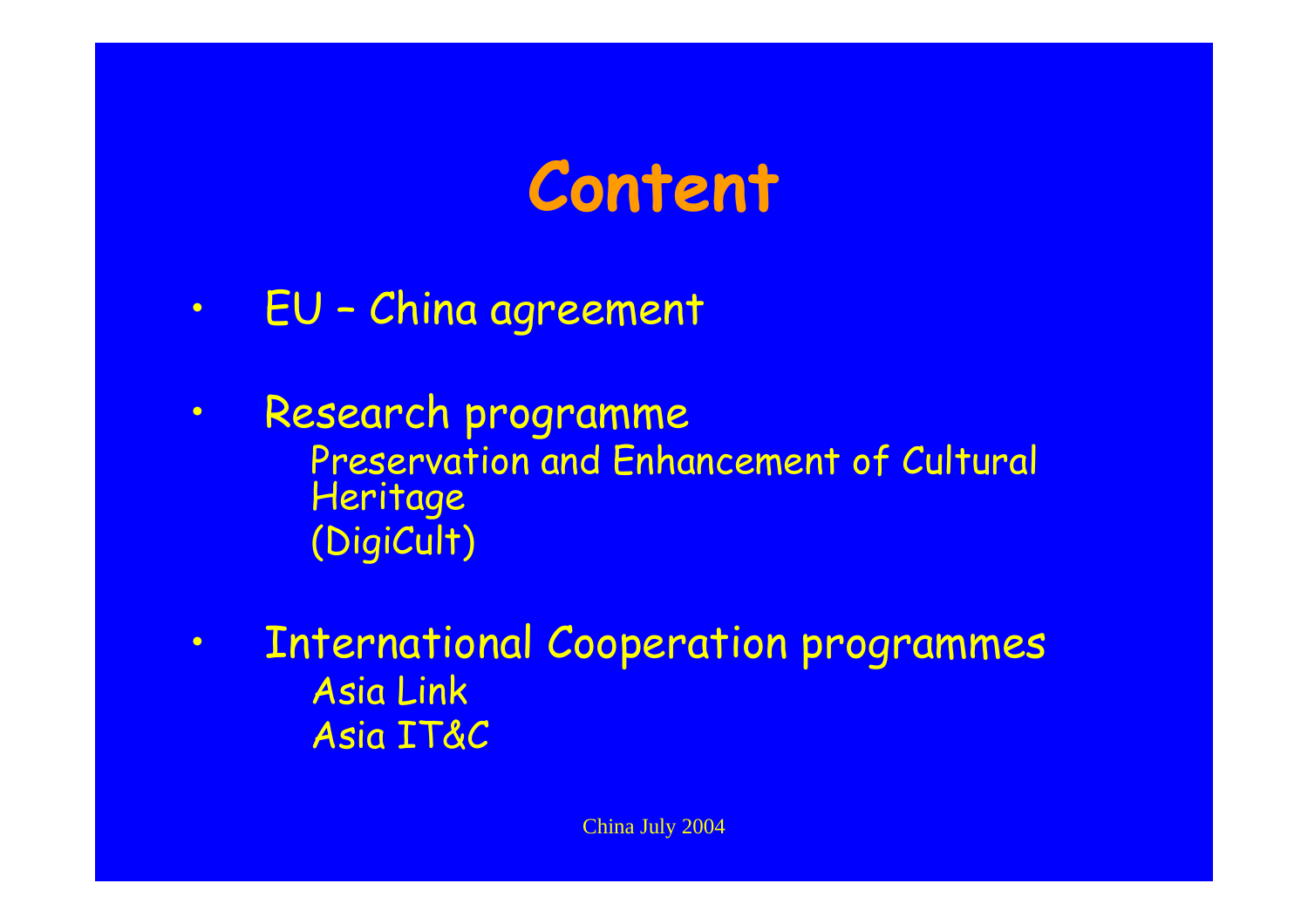# Content

- EU – China agreement
- Research programme
  - Preservation and Enhancement of Cultural Heritage
  - (DigiCult)
- International Cooperation programmes
  - Asia Link
  - Asia IT&C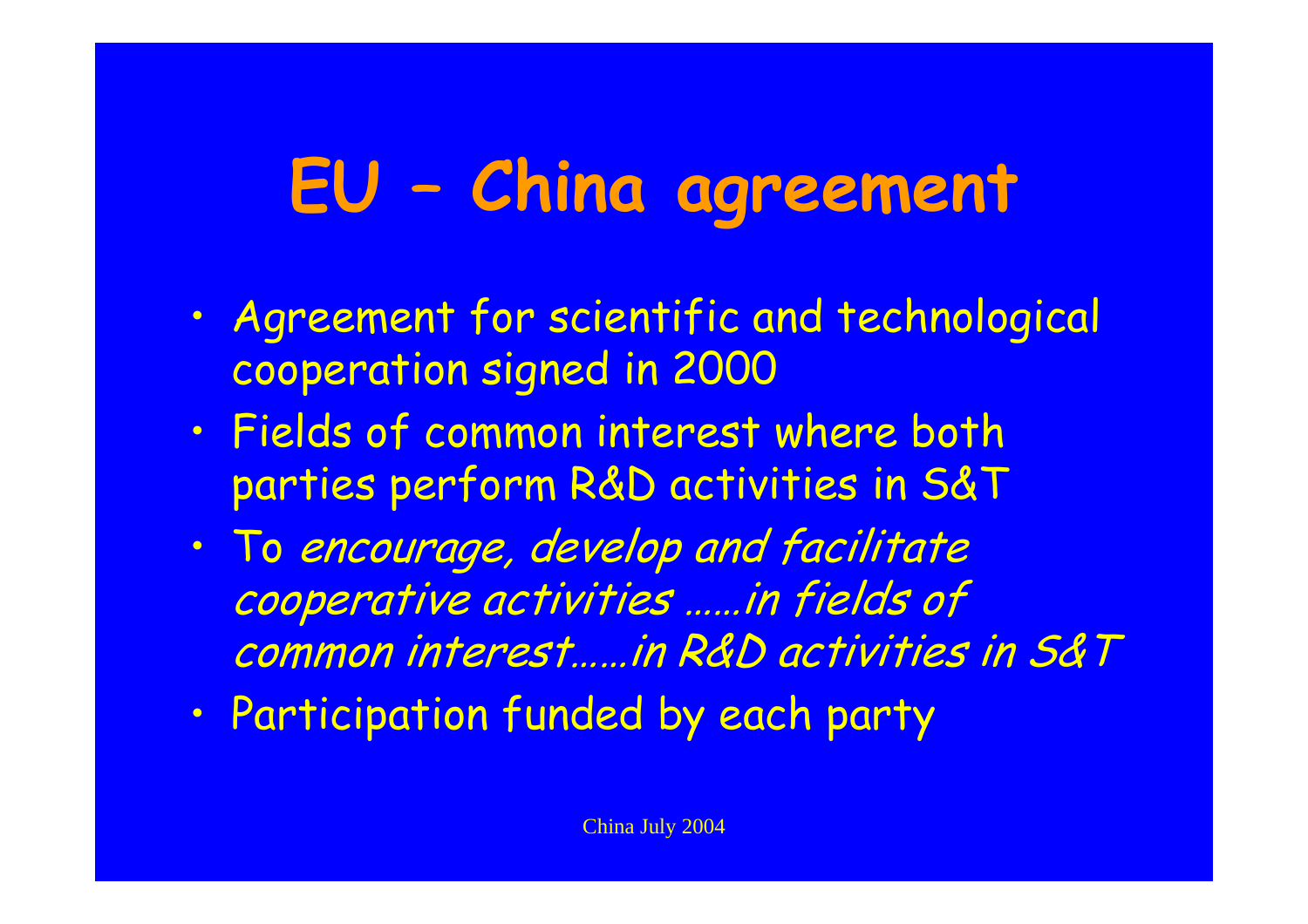# EU – China agreement

- Agreement for scientific and technological cooperation signed in 2000
- Fields of common interest where both parties perform R&D activities in S&T
- To *encourage, develop and facilitate cooperative activities ……in fields of common interest……in R&D activities in S&T*
- Participation funded by each party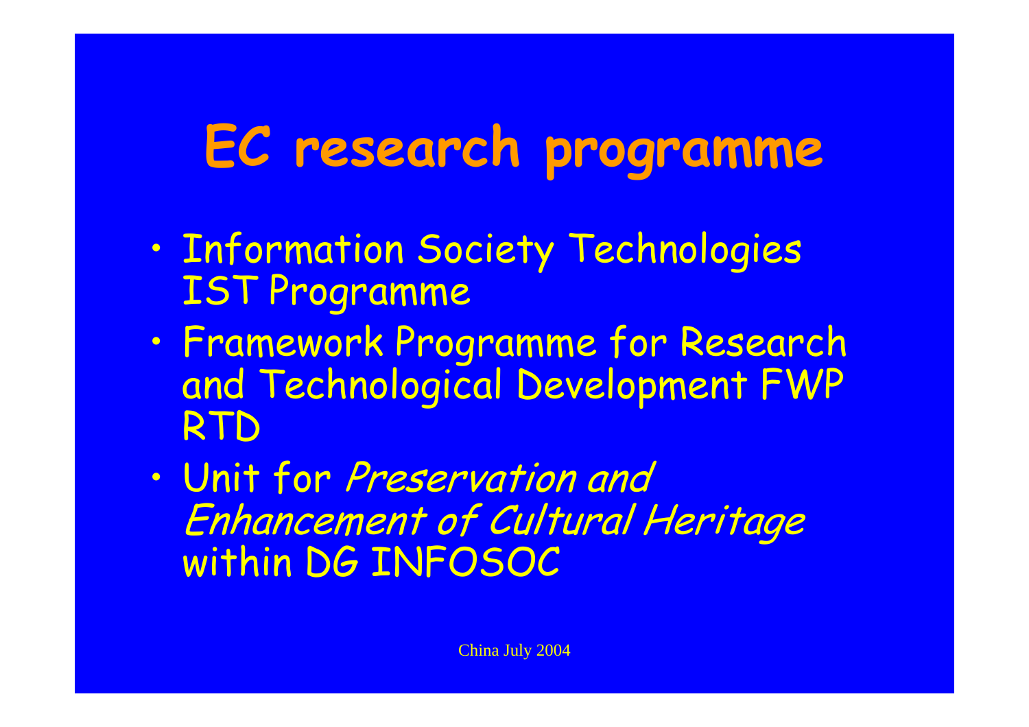# EC research programme

- Information Society Technologies IST Programme
- Framework Programme for Research and Technological Development FWP RTD
- Unit for *Preservation and Enhancement of Cultural Heritage* within DG INFOSOC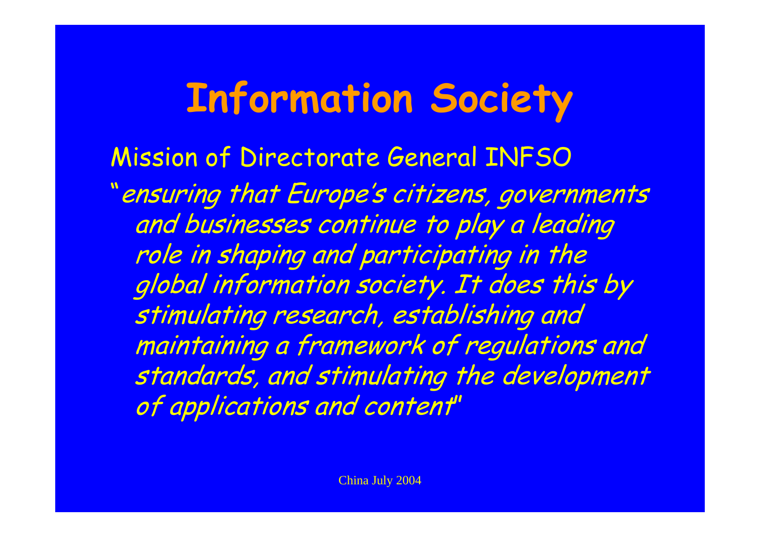# Information Society

Mission of Directorate General INFSO

"*ensuring that Europe's citizens, governments and businesses continue to play a leading role in shaping and participating in the global information society. It does this by stimulating research, establishing and maintaining a framework of regulations and standards, and stimulating the development of applications and content*"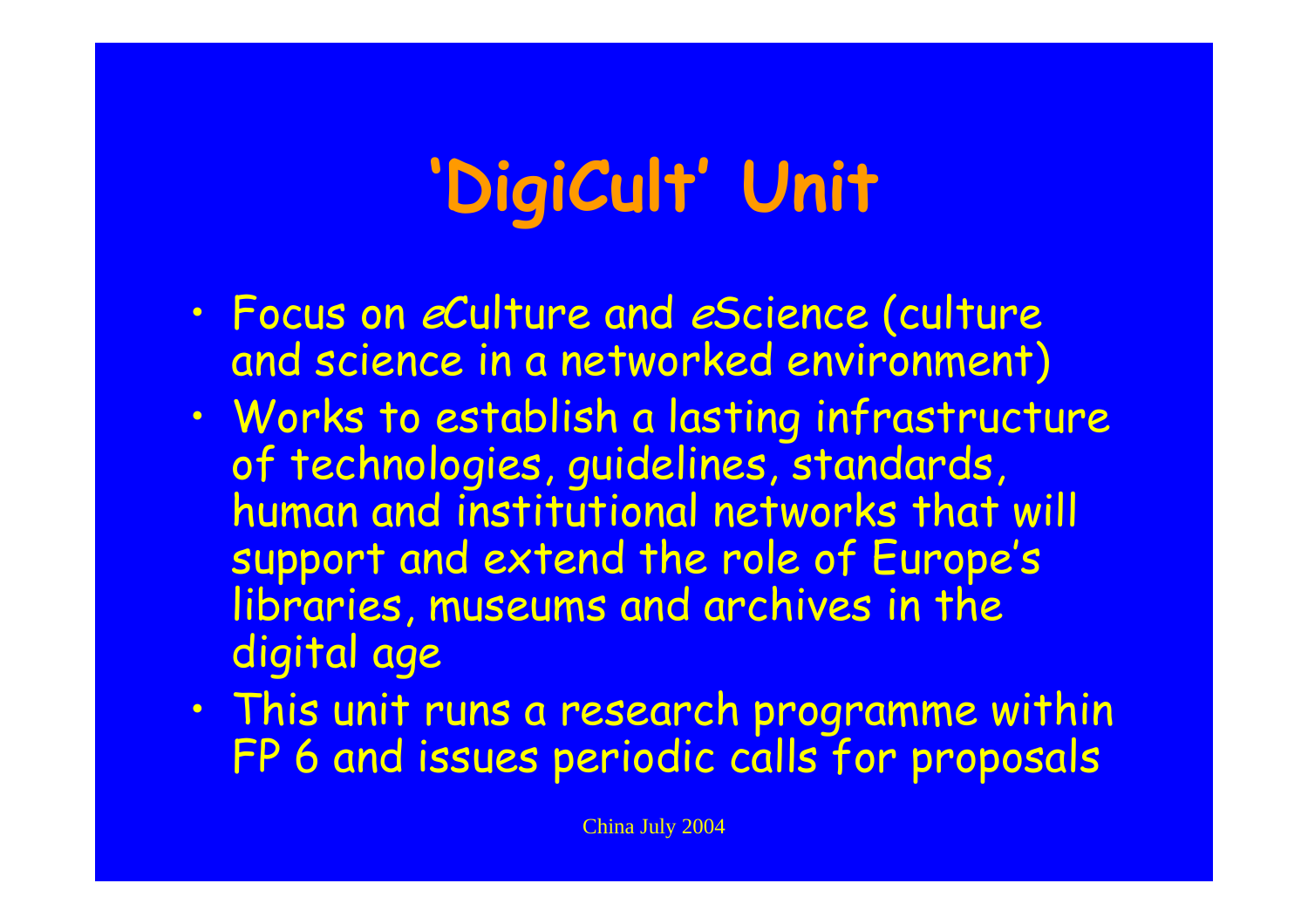# 'DigiCult' Unit

- Focus on *e*Culture and *e*Science (culture and science in a networked environment)
- Works to establish a lasting infrastructure of technologies, guidelines, standards, human and institutional networks that will support and extend the role of Europe's libraries, museums and archives in the digital age
- This unit runs a research programme within FP 6 and issues periodic calls for proposals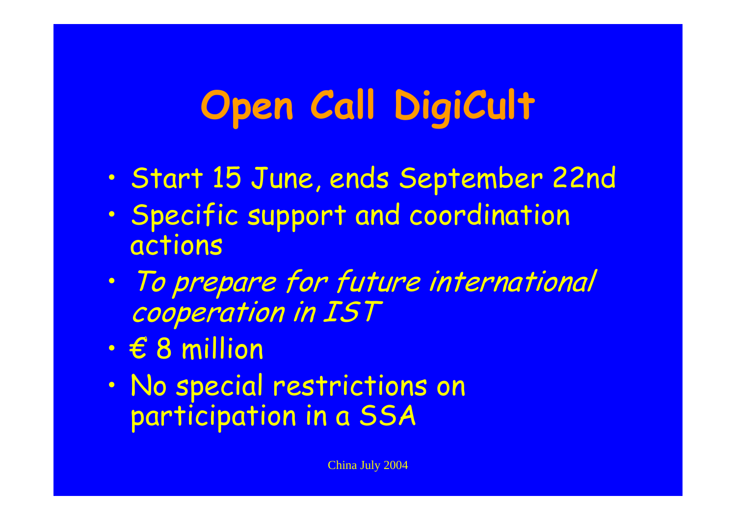# Open Call DigiCult

- Start 15 June, ends September 22nd
- Specific support and coordination actions
- *To prepare for future international cooperation in IST*
- € 8 million
- No special restrictions on participation in a SSA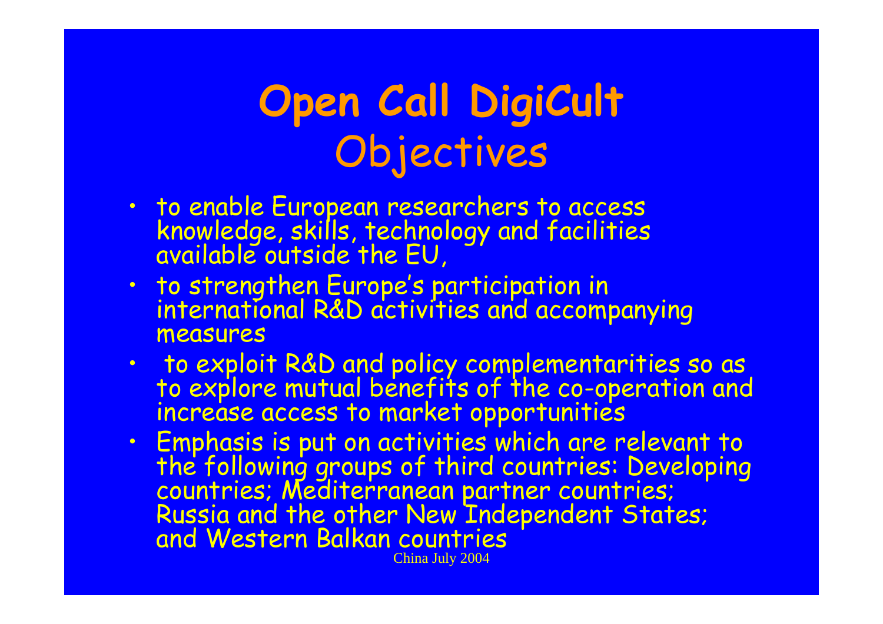# Open Call DigiCult
## Objectives

- to enable European researchers to access knowledge, skills, technology and facilities available outside the EU,
- to strengthen Europe's participation in international R&D activities and accompanying measures
- to exploit R&D and policy complementarities so as to explore mutual benefits of the co-operation and increase access to market opportunities
- Emphasis is put on activities which are relevant to the following groups of third countries: Developing countries; Mediterranean partner countries; Russia and the other New Independent States; and Western Balkan countries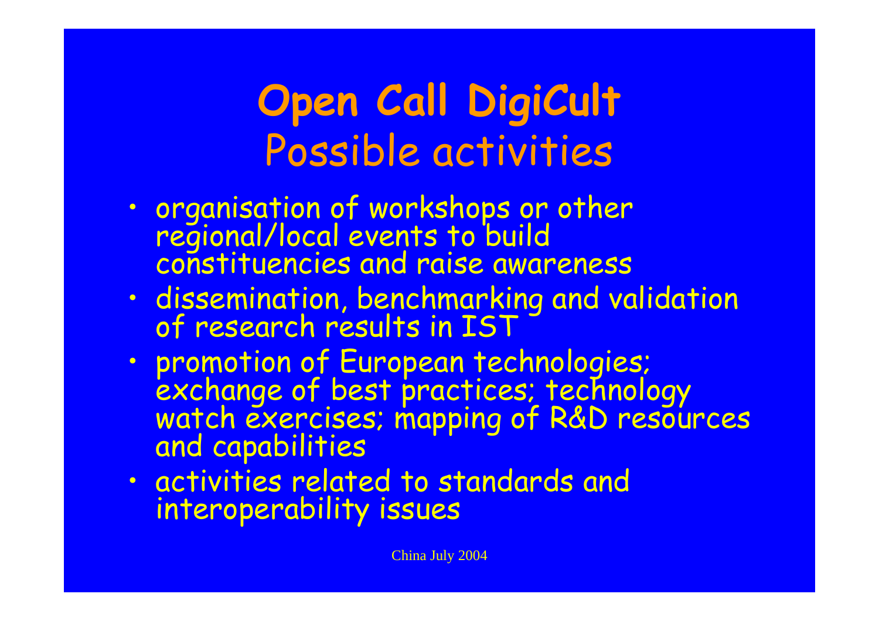# Open Call DigiCult
## Possible activities

- organisation of workshops or other regional/local events to build constituencies and raise awareness
- dissemination, benchmarking and validation of research results in IST
- promotion of European technologies; exchange of best practices; technology watch exercises; mapping of R&D resources and capabilities
- activities related to standards and interoperability issues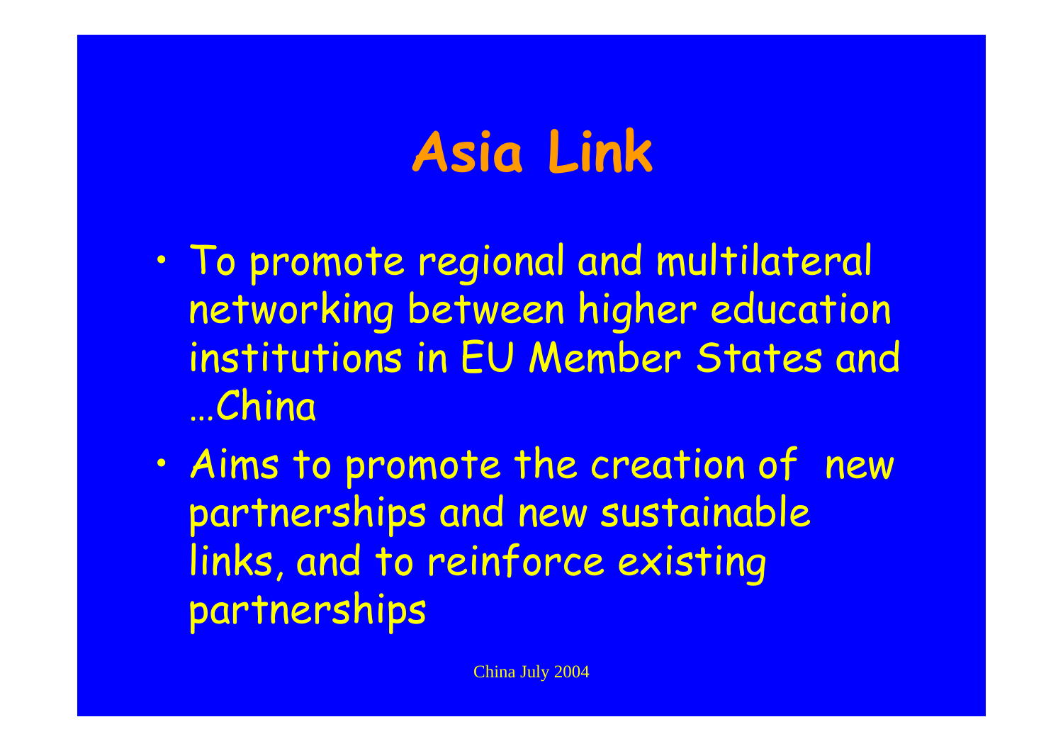# Asia Link

- To promote regional and multilateral networking between higher education institutions in EU Member States and …China
- Aims to promote the creation of new partnerships and new sustainable links, and to reinforce existing partnerships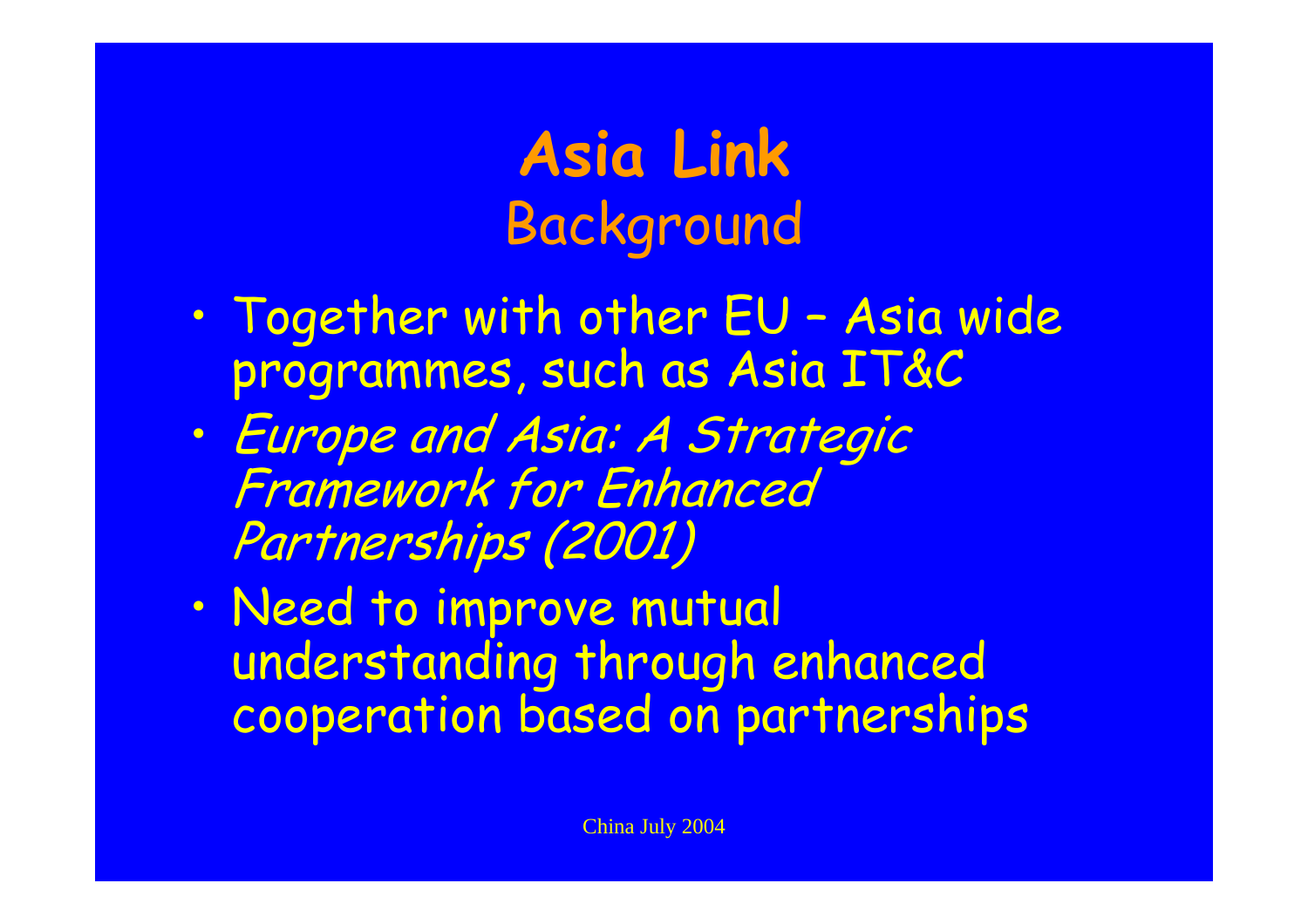# Asia Link
## Background

- Together with other EU – Asia wide programmes, such as Asia IT&C
- *Europe and Asia: A Strategic Framework for Enhanced Partnerships (2001)*
- Need to improve mutual understanding through enhanced cooperation based on partnerships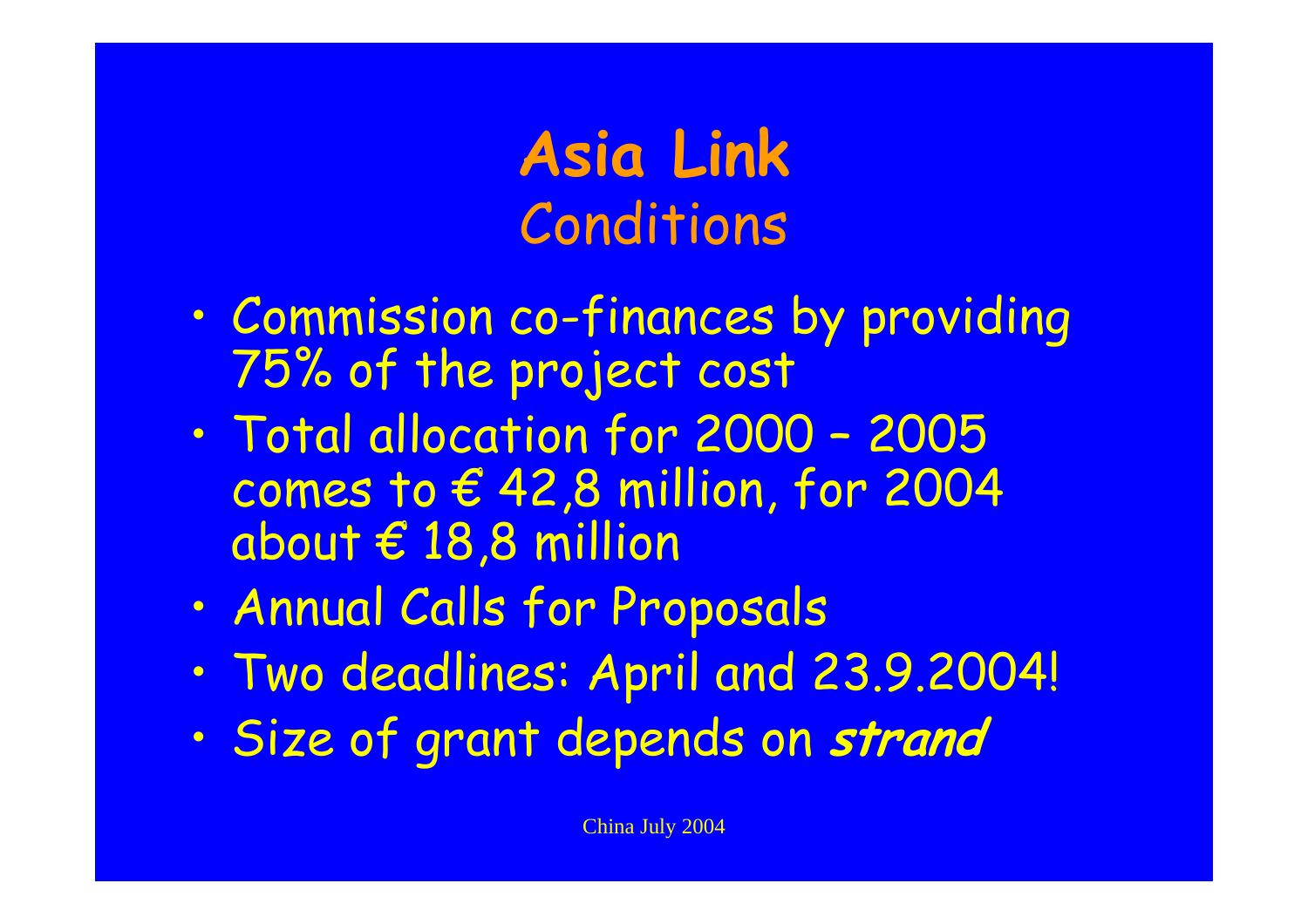# Asia Link
## Conditions

- Commission co-finances by providing 75% of the project cost
- Total allocation for 2000 – 2005 comes to € 42,8 million, for 2004 about € 18,8 million
- Annual Calls for Proposals
- Two deadlines: April and 23.9.2004!
- Size of grant depends on ***strand***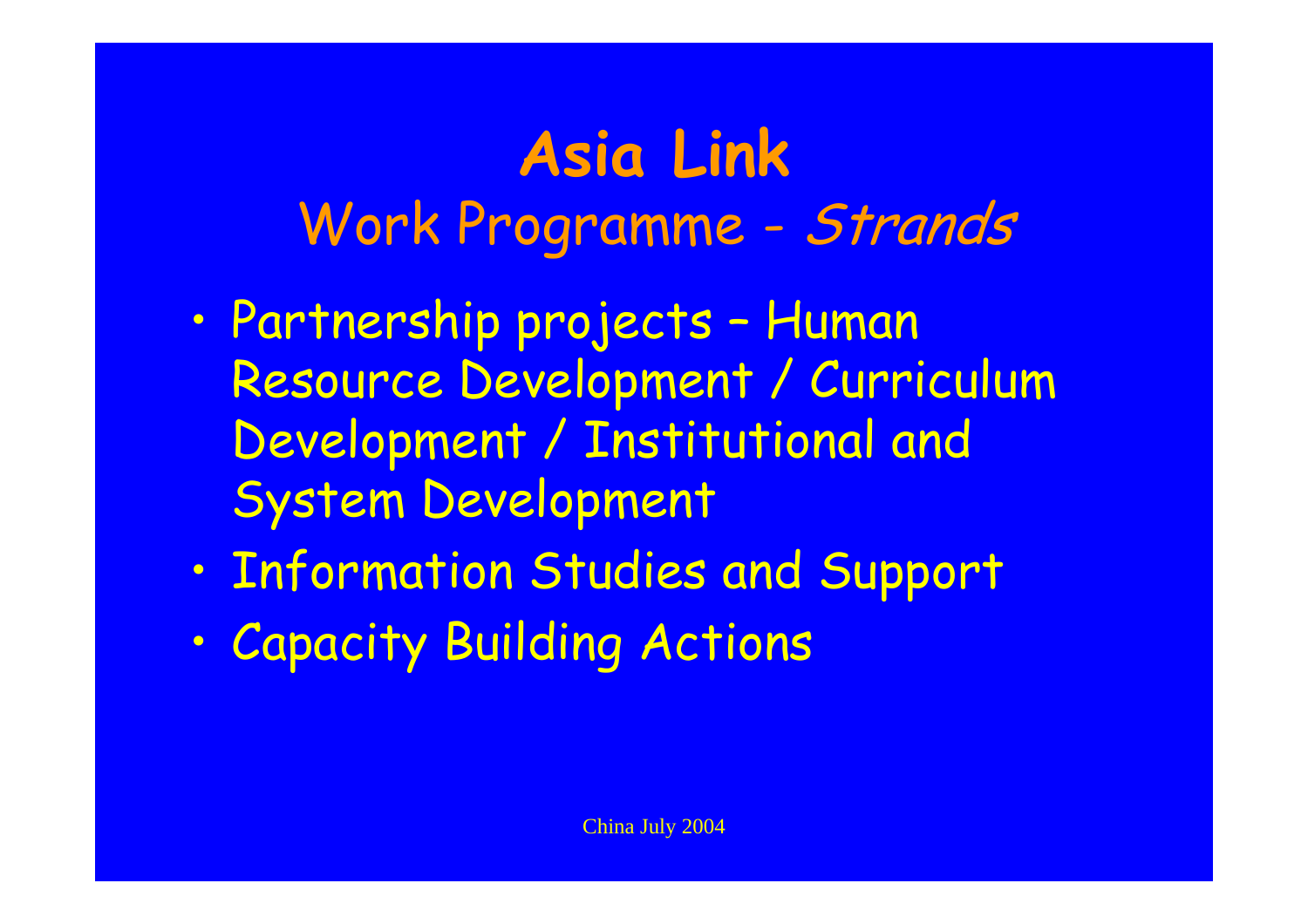# Asia Link

## Work Programme - *Strands*

- Partnership projects – Human Resource Development / Curriculum Development / Institutional and System Development
- Information Studies and Support
- Capacity Building Actions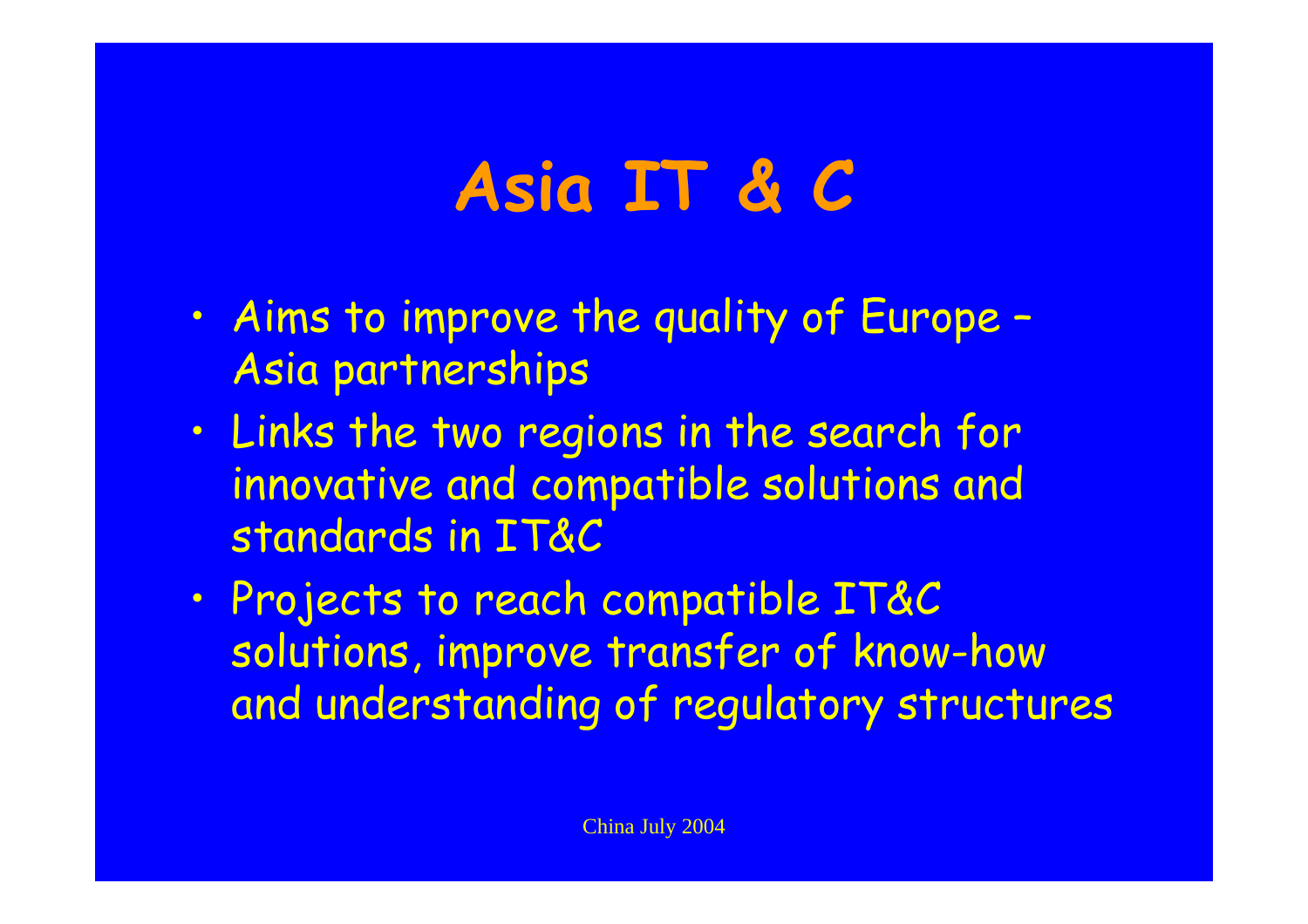# Asia IT & C

- Aims to improve the quality of Europe – Asia partnerships
- Links the two regions in the search for innovative and compatible solutions and standards in IT&C
- Projects to reach compatible IT&C solutions, improve transfer of know-how and understanding of regulatory structures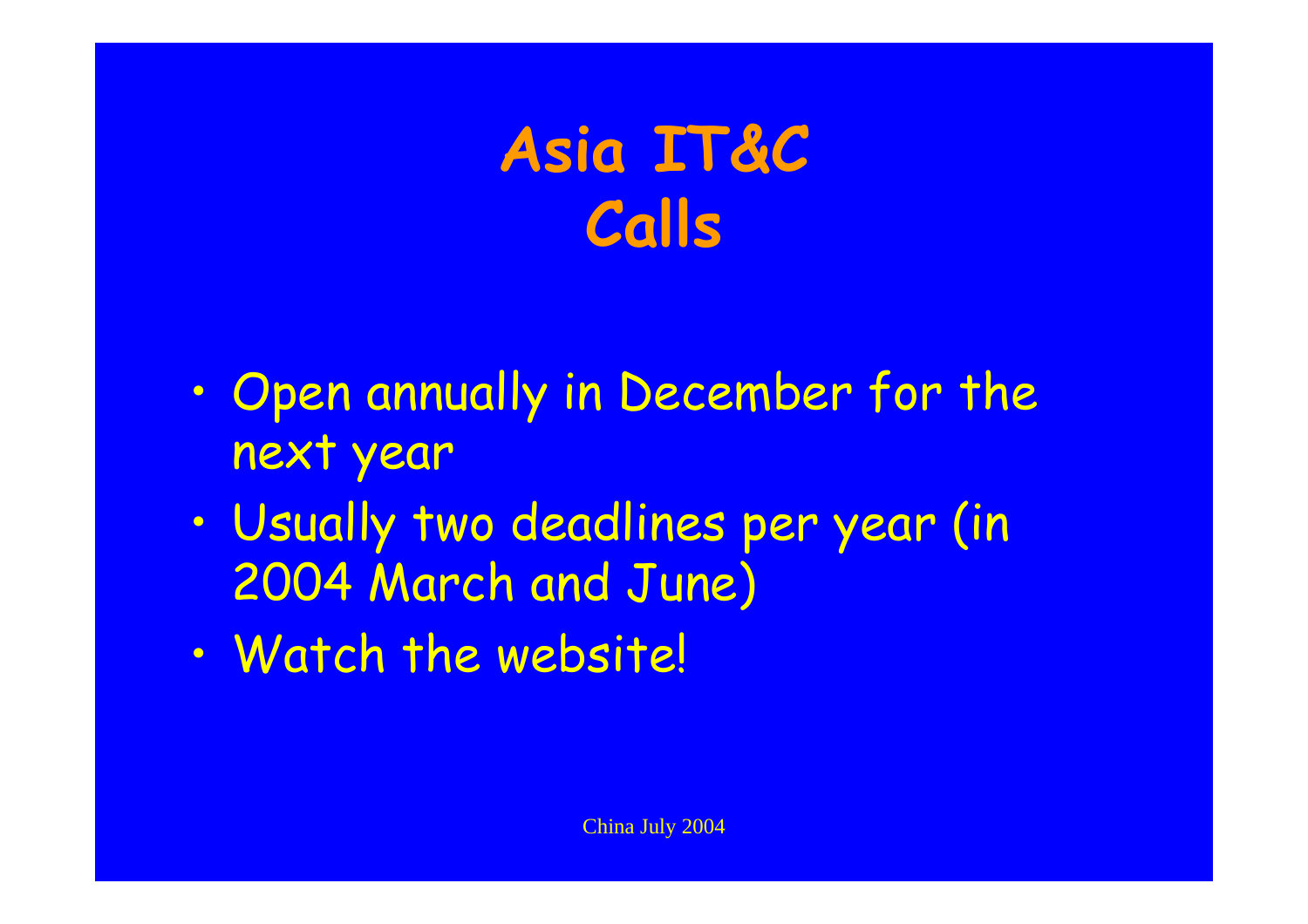# Asia IT&C Calls

- Open annually in December for the next year
- Usually two deadlines per year (in 2004 March and June)
- Watch the website!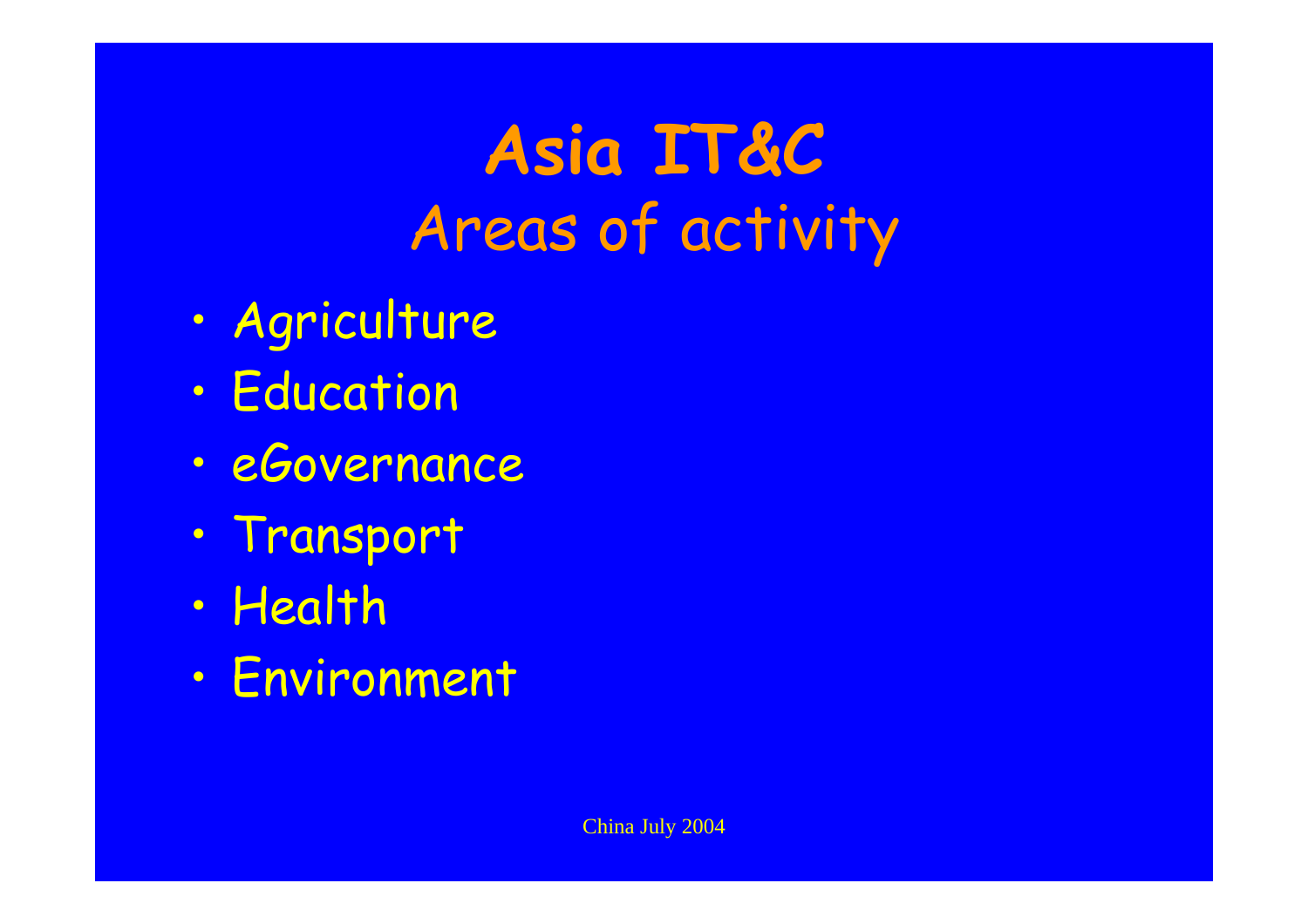# Asia IT&C
## Areas of activity

- Agriculture
- Education
- eGovernance
- Transport
- Health
- Environment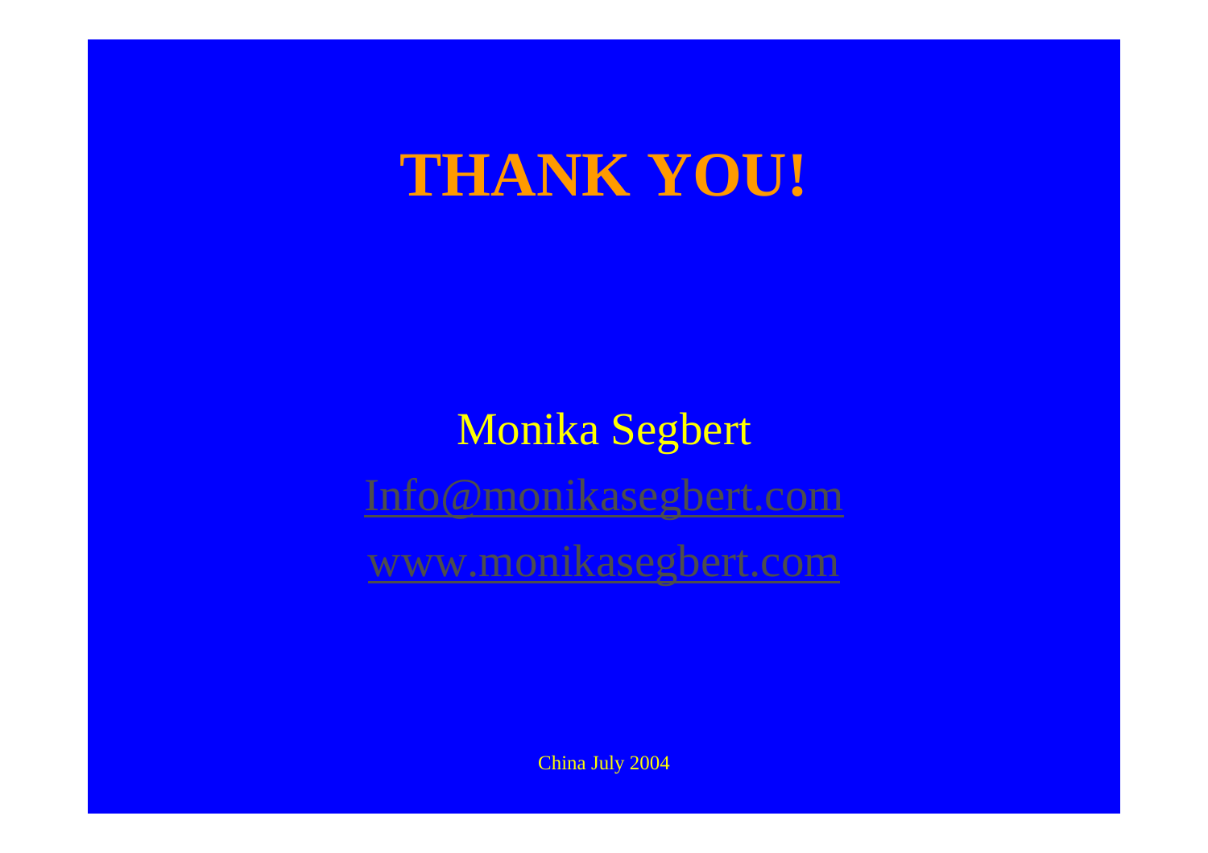# THANK YOU!

Monika Segbert

Info@monikasegbert.com

www.monikasegbert.com

China July 2004